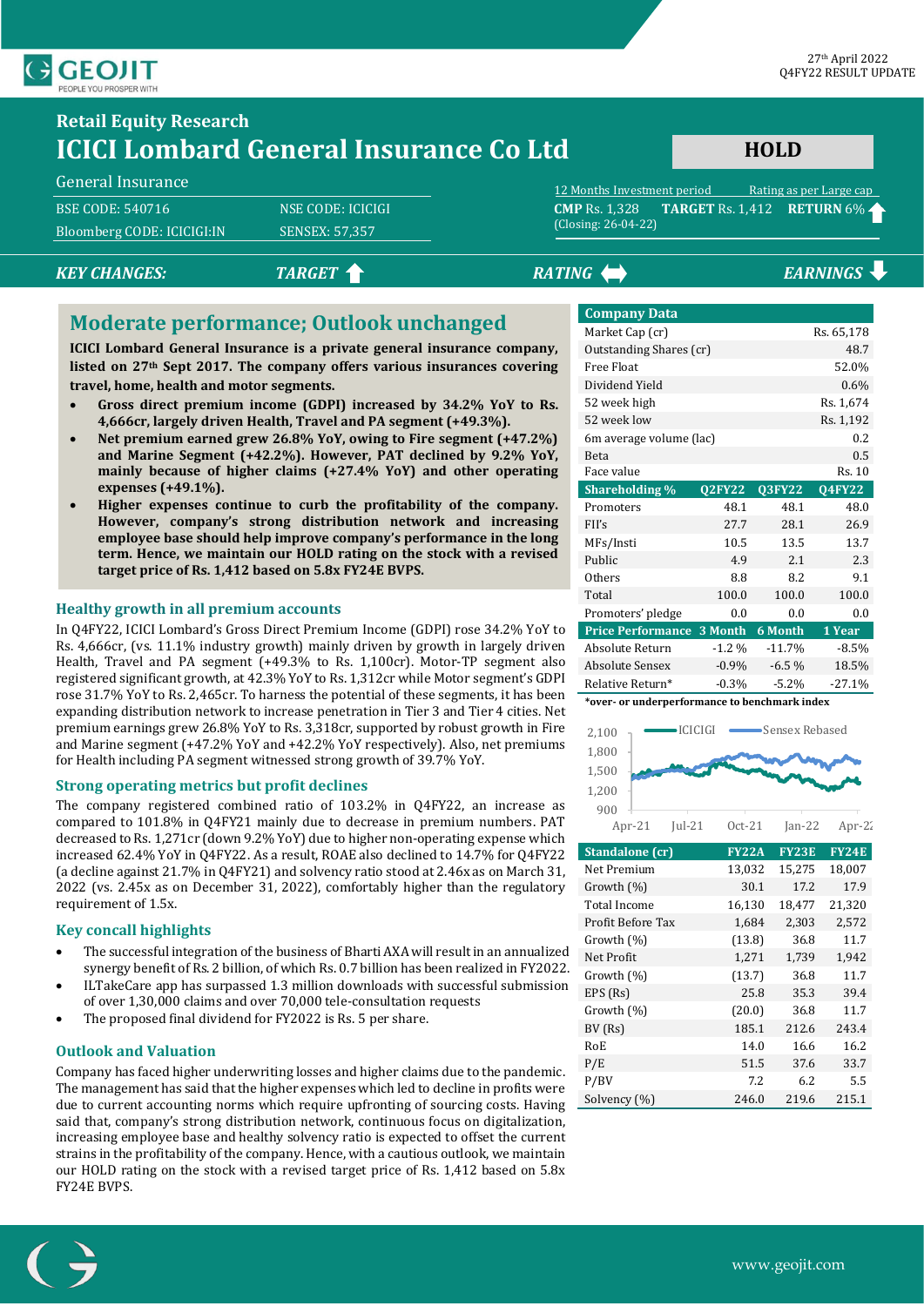27th April 2022
Q4FY22 RESULT UPDATE

## Retail Equity Research

# ICICI Lombard General Insurance Co Ltd

**HOLD**

General Insurance

| | |
|---|---|
| BSE CODE: 540716 | NSE CODE: ICICIGI |
| Bloomberg CODE: ICICIGI:IN | SENSEX: 57,357 |

12 Months Investment period — Rating as per Large cap

**CMP** Rs. 1,328 **TARGET** Rs. 1,412 **RETURN** 6%
(Closing: 26-04-22)

***KEY CHANGES:*** ***TARGET*** ↑ ***RATING*** ↔ ***EARNINGS*** ↓

## Moderate performance; Outlook unchanged

**ICICI Lombard General Insurance is a private general insurance company, listed on 27th Sept 2017. The company offers various insurances covering travel, home, health and motor segments.**

- **Gross direct premium income (GDPI) increased by 34.2% YoY to Rs. 4,666cr, largely driven Health, Travel and PA segment (+49.3%).**
- **Net premium earned grew 26.8% YoY, owing to Fire segment (+47.2%) and Marine Segment (+42.2%). However, PAT declined by 9.2% YoY, mainly because of higher claims (+27.4% YoY) and other operating expenses (+49.1%).**
- **Higher expenses continue to curb the profitability of the company. However, company's strong distribution network and increasing employee base should help improve company's performance in the long term. Hence, we maintain our HOLD rating on the stock with a revised target price of Rs. 1,412 based on 5.8x FY24E BVPS.**

### Healthy growth in all premium accounts

In Q4FY22, ICICI Lombard's Gross Direct Premium Income (GDPI) rose 34.2% YoY to Rs. 4,666cr, (vs. 11.1% industry growth) mainly driven by growth in largely driven Health, Travel and PA segment (+49.3% to Rs. 1,100cr). Motor-TP segment also registered significant growth, at 42.3% YoY to Rs. 1,312cr while Motor segment's GDPI rose 31.7% YoY to Rs. 2,465cr. To harness the potential of these segments, it has been expanding distribution network to increase penetration in Tier 3 and Tier 4 cities. Net premium earnings grew 26.8% YoY to Rs. 3,318cr, supported by robust growth in Fire and Marine segment (+47.2% YoY and +42.2% YoY respectively). Also, net premiums for Health including PA segment witnessed strong growth of 39.7% YoY.

### Strong operating metrics but profit declines

The company registered combined ratio of 103.2% in Q4FY22, an increase as compared to 101.8% in Q4FY21 mainly due to decrease in premium numbers. PAT decreased to Rs. 1,271cr (down 9.2% YoY) due to higher non-operating expense which increased 62.4% YoY in Q4FY22. As a result, ROAE also declined to 14.7% for Q4FY22 (a decline against 21.7% in Q4FY21) and solvency ratio stood at 2.46x as on March 31, 2022 (vs. 2.45x as on December 31, 2022), comfortably higher than the regulatory requirement of 1.5x.

### Key concall highlights

- The successful integration of the business of Bharti AXA will result in an annualized synergy benefit of Rs. 2 billion, of which Rs. 0.7 billion has been realized in FY2022.
- ILTakeCare app has surpassed 1.3 million downloads with successful submission of over 1,30,000 claims and over 70,000 tele-consultation requests
- The proposed final dividend for FY2022 is Rs. 5 per share.

### Outlook and Valuation

Company has faced higher underwriting losses and higher claims due to the pandemic. The management has said that the higher expenses which led to decline in profits were due to current accounting norms which require upfronting of sourcing costs. Having said that, company's strong distribution network, continuous focus on digitalization, increasing employee base and healthy solvency ratio is expected to offset the current strains in the profitability of the company. Hence, with a cautious outlook, we maintain our HOLD rating on the stock with a revised target price of Rs. 1,412 based on 5.8x FY24E BVPS.

| Company Data | |
|---|---|
| Market Cap (cr) | Rs. 65,178 |
| Outstanding Shares (cr) | 48.7 |
| Free Float | 52.0% |
| Dividend Yield | 0.6% |
| 52 week high | Rs. 1,674 |
| 52 week low | Rs. 1,192 |
| 6m average volume (lac) | 0.2 |
| Beta | 0.5 |
| Face value | Rs. 10 |

| Shareholding % | Q2FY22 | Q3FY22 | Q4FY22 |
|---|---|---|---|
| Promoters | 48.1 | 48.1 | 48.0 |
| FII's | 27.7 | 28.1 | 26.9 |
| MFs/Insti | 10.5 | 13.5 | 13.7 |
| Public | 4.9 | 2.1 | 2.3 |
| Others | 8.8 | 8.2 | 9.1 |
| Total | 100.0 | 100.0 | 100.0 |
| Promoters' pledge | 0.0 | 0.0 | 0.0 |

| Price Performance | 3 Month | 6 Month | 1 Year |
|---|---|---|---|
| Absolute Return | -1.2 % | -11.7% | -8.5% |
| Absolute Sensex | -0.9% | -6.5 % | 18.5% |
| Relative Return* | -0.3% | -5.2% | -27.1% |

*over- or underperformance to benchmark index

| Standalone (cr) | FY22A | FY23E | FY24E |
|---|---|---|---|
| Net Premium | 13,032 | 15,275 | 18,007 |
| Growth (%) | 30.1 | 17.2 | 17.9 |
| Total Income | 16,130 | 18,477 | 21,320 |
| Profit Before Tax | 1,684 | 2,303 | 2,572 |
| Growth (%) | (13.8) | 36.8 | 11.7 |
| Net Profit | 1,271 | 1,739 | 1,942 |
| Growth (%) | (13.7) | 36.8 | 11.7 |
| EPS (Rs) | 25.8 | 35.3 | 39.4 |
| Growth (%) | (20.0) | 36.8 | 11.7 |
| BV (Rs) | 185.1 | 212.6 | 243.4 |
| RoE | 14.0 | 16.6 | 16.2 |
| P/E | 51.5 | 37.6 | 33.7 |
| P/BV | 7.2 | 6.2 | 5.5 |
| Solvency (%) | 246.0 | 219.6 | 215.1 |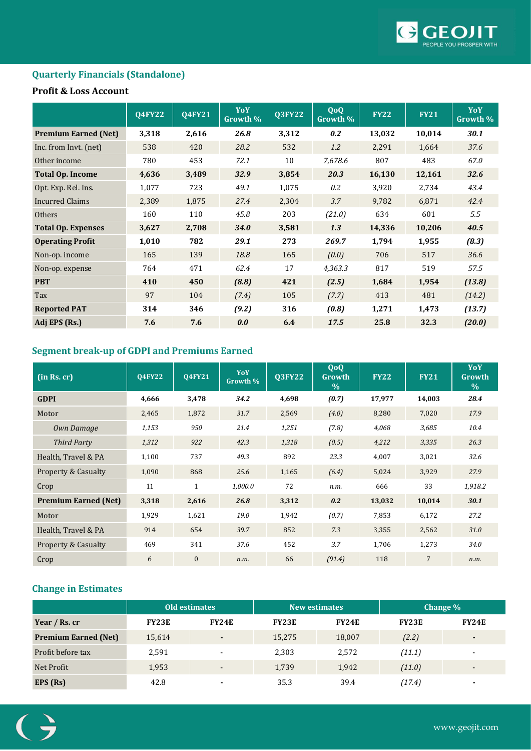## Quarterly Financials (Standalone)

### Profit & Loss Account

| | Q4FY22 | Q4FY21 | YoY Growth % | Q3FY22 | QoQ Growth % | FY22 | FY21 | YoY Growth % |
|---|---|---|---|---|---|---|---|---|
| **Premium Earned (Net)** | **3,318** | **2,616** | ***26.8*** | **3,312** | ***0.2*** | **13,032** | **10,014** | ***30.1*** |
| Inc. from Invt. (net) | 538 | 420 | *28.2* | 532 | *1.2* | 2,291 | 1,664 | *37.6* |
| Other income | 780 | 453 | *72.1* | 10 | *7,678.6* | 807 | 483 | *67.0* |
| **Total Op. Income** | **4,636** | **3,489** | ***32.9*** | **3,854** | ***20.3*** | **16,130** | **12,161** | ***32.6*** |
| Opt. Exp. Rel. Ins. | 1,077 | 723 | *49.1* | 1,075 | *0.2* | 3,920 | 2,734 | *43.4* |
| Incurred Claims | 2,389 | 1,875 | *27.4* | 2,304 | *3.7* | 9,782 | 6,871 | *42.4* |
| Others | 160 | 110 | *45.8* | 203 | *(21.0)* | 634 | 601 | *5.5* |
| **Total Op. Expenses** | **3,627** | **2,708** | ***34.0*** | **3,581** | ***1.3*** | **14,336** | **10,206** | ***40.5*** |
| **Operating Profit** | **1,010** | **782** | ***29.1*** | **273** | ***269.7*** | **1,794** | **1,955** | ***(8.3)*** |
| Non-op. income | 165 | 139 | *18.8* | 165 | *(0.0)* | 706 | 517 | *36.6* |
| Non-op. expense | 764 | 471 | *62.4* | 17 | *4,363.3* | 817 | 519 | *57.5* |
| **PBT** | **410** | **450** | ***(8.8)*** | **421** | ***(2.5)*** | **1,684** | **1,954** | ***(13.8)*** |
| Tax | 97 | 104 | *(7.4)* | 105 | *(7.7)* | 413 | 481 | *(14.2)* |
| **Reported PAT** | **314** | **346** | ***(9.2)*** | **316** | ***(0.8)*** | **1,271** | **1,473** | ***(13.7)*** |
| **Adj EPS (Rs.)** | **7.6** | **7.6** | ***0.0*** | **6.4** | ***17.5*** | **25.8** | **32.3** | ***(20.0)*** |

## Segment break-up of GDPI and Premiums Earned

| (in Rs. cr) | Q4FY22 | Q4FY21 | YoY Growth % | Q3FY22 | QoQ Growth % | FY22 | FY21 | YoY Growth % |
|---|---|---|---|---|---|---|---|---|
| **GDPI** | **4,666** | **3,478** | ***34.2*** | **4,698** | ***(0.7)*** | **17,977** | **14,003** | ***28.4*** |
| Motor | 2,465 | 1,872 | *31.7* | 2,569 | *(4.0)* | 8,280 | 7,020 | *17.9* |
| *Own Damage* | *1,153* | *950* | *21.4* | *1,251* | *(7.8)* | *4,068* | *3,685* | *10.4* |
| *Third Party* | *1,312* | *922* | *42.3* | *1,318* | *(0.5)* | *4,212* | *3,335* | *26.3* |
| Health, Travel & PA | 1,100 | 737 | *49.3* | 892 | *23.3* | 4,007 | 3,021 | *32.6* |
| Property & Casualty | 1,090 | 868 | *25.6* | 1,165 | *(6.4)* | 5,024 | 3,929 | *27.9* |
| Crop | 11 | 1 | *1,000.0* | 72 | *n.m.* | 666 | 33 | *1,918.2* |
| **Premium Earned (Net)** | **3,318** | **2,616** | ***26.8*** | **3,312** | ***0.2*** | **13,032** | **10,014** | ***30.1*** |
| Motor | 1,929 | 1,621 | *19.0* | 1,942 | *(0.7)* | 7,853 | 6,172 | *27.2* |
| Health, Travel & PA | 914 | 654 | *39.7* | 852 | *7.3* | 3,355 | 2,562 | *31.0* |
| Property & Casualty | 469 | 341 | *37.6* | 452 | *3.7* | 1,706 | 1,273 | *34.0* |
| Crop | 6 | 0 | *n.m.* | 66 | *(91.4)* | 118 | 7 | *n.m.* |

## Change in Estimates

| | Old estimates | | New estimates | | Change % | |
|---|---|---|---|---|---|---|
| **Year / Rs. cr** | **FY23E** | **FY24E** | **FY23E** | **FY24E** | **FY23E** | **FY24E** |
| **Premium Earned (Net)** | 15,614 | - | 15,275 | 18,007 | *(2.2)* | - |
| Profit before tax | 2,591 | - | 2,303 | 2,572 | *(11.1)* | - |
| Net Profit | 1,953 | - | 1,739 | 1,942 | *(11.0)* | - |
| **EPS (Rs)** | 42.8 | - | 35.3 | 39.4 | *(17.4)* | - |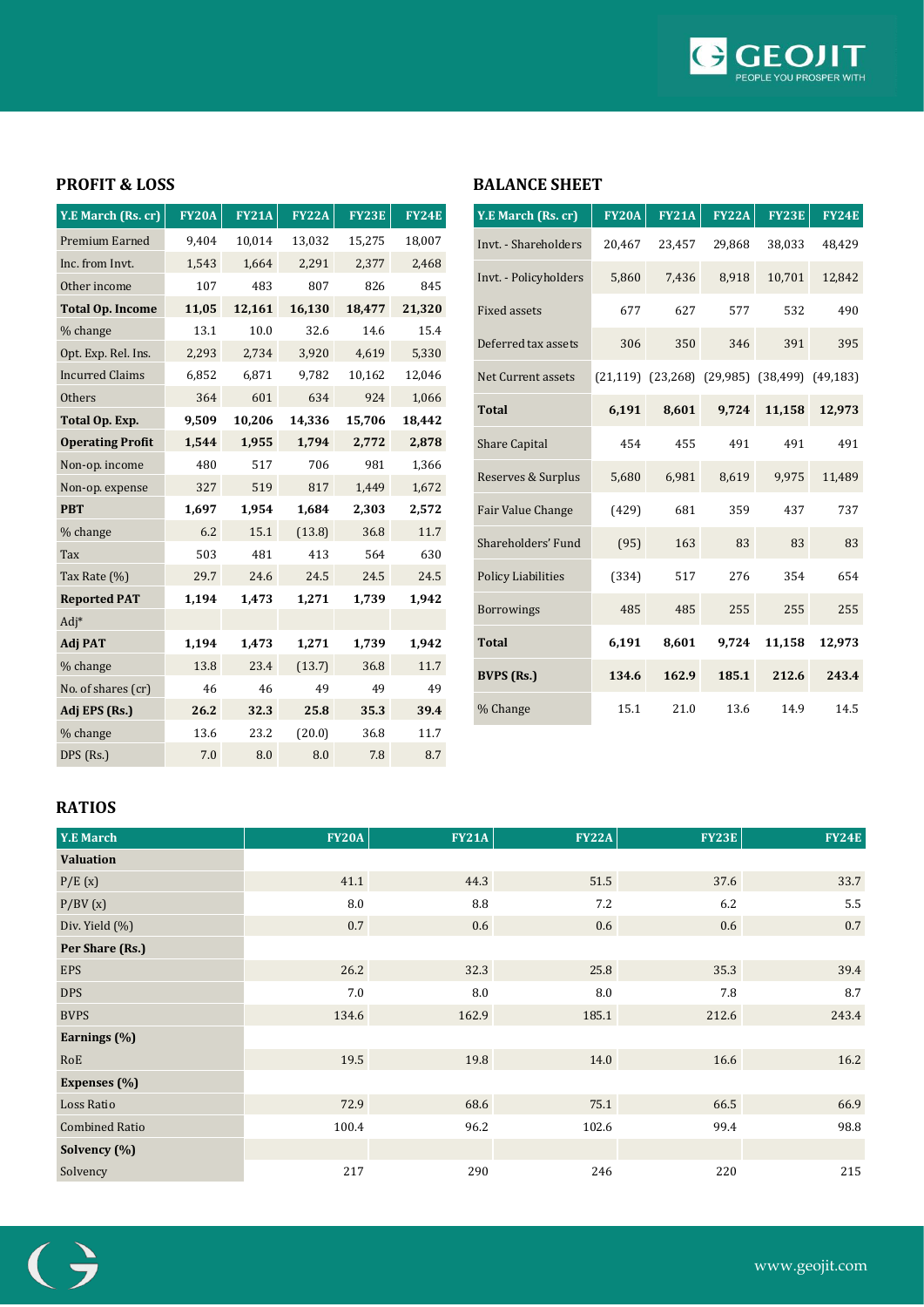## PROFIT & LOSS

| Y.E March (Rs. cr) | FY20A | FY21A | FY22A | FY23E | FY24E |
|---|---|---|---|---|---|
| Premium Earned | 9,404 | 10,014 | 13,032 | 15,275 | 18,007 |
| Inc. from Invt. | 1,543 | 1,664 | 2,291 | 2,377 | 2,468 |
| Other income | 107 | 483 | 807 | 826 | 845 |
| **Total Op. Income** | **11,05** | **12,161** | **16,130** | **18,477** | **21,320** |
| % change | 13.1 | 10.0 | 32.6 | 14.6 | 15.4 |
| Opt. Exp. Rel. Ins. | 2,293 | 2,734 | 3,920 | 4,619 | 5,330 |
| Incurred Claims | 6,852 | 6,871 | 9,782 | 10,162 | 12,046 |
| Others | 364 | 601 | 634 | 924 | 1,066 |
| **Total Op. Exp.** | **9,509** | **10,206** | **14,336** | **15,706** | **18,442** |
| **Operating Profit** | **1,544** | **1,955** | **1,794** | **2,772** | **2,878** |
| Non-op. income | 480 | 517 | 706 | 981 | 1,366 |
| Non-op. expense | 327 | 519 | 817 | 1,449 | 1,672 |
| **PBT** | **1,697** | **1,954** | **1,684** | **2,303** | **2,572** |
| % change | 6.2 | 15.1 | (13.8) | 36.8 | 11.7 |
| Tax | 503 | 481 | 413 | 564 | 630 |
| Tax Rate (%) | 29.7 | 24.6 | 24.5 | 24.5 | 24.5 |
| **Reported PAT** | **1,194** | **1,473** | **1,271** | **1,739** | **1,942** |
| Adj* | | | | | |
| **Adj PAT** | **1,194** | **1,473** | **1,271** | **1,739** | **1,942** |
| % change | 13.8 | 23.4 | (13.7) | 36.8 | 11.7 |
| No. of shares (cr) | 46 | 46 | 49 | 49 | 49 |
| **Adj EPS (Rs.)** | **26.2** | **32.3** | **25.8** | **35.3** | **39.4** |
| % change | 13.6 | 23.2 | (20.0) | 36.8 | 11.7 |
| DPS (Rs.) | 7.0 | 8.0 | 8.0 | 7.8 | 8.7 |

## BALANCE SHEET

| Y.E March (Rs. cr) | FY20A | FY21A | FY22A | FY23E | FY24E |
|---|---|---|---|---|---|
| Invt. - Shareholders | 20,467 | 23,457 | 29,868 | 38,033 | 48,429 |
| Invt. - Policyholders | 5,860 | 7,436 | 8,918 | 10,701 | 12,842 |
| Fixed assets | 677 | 627 | 577 | 532 | 490 |
| Deferred tax assets | 306 | 350 | 346 | 391 | 395 |
| Net Current assets | (21,119) | (23,268) | (29,985) | (38,499) | (49,183) |
| **Total** | **6,191** | **8,601** | **9,724** | **11,158** | **12,973** |
| Share Capital | 454 | 455 | 491 | 491 | 491 |
| Reserves & Surplus | 5,680 | 6,981 | 8,619 | 9,975 | 11,489 |
| Fair Value Change | (429) | 681 | 359 | 437 | 737 |
| Shareholders' Fund | (95) | 163 | 83 | 83 | 83 |
| Policy Liabilities | (334) | 517 | 276 | 354 | 654 |
| Borrowings | 485 | 485 | 255 | 255 | 255 |
| **Total** | **6,191** | **8,601** | **9,724** | **11,158** | **12,973** |
| **BVPS (Rs.)** | **134.6** | **162.9** | **185.1** | **212.6** | **243.4** |
| % Change | 15.1 | 21.0 | 13.6 | 14.9 | 14.5 |

## RATIOS

| Y.E March | FY20A | FY21A | FY22A | FY23E | FY24E |
|---|---|---|---|---|---|
| **Valuation** | | | | | |
| P/E (x) | 41.1 | 44.3 | 51.5 | 37.6 | 33.7 |
| P/BV (x) | 8.0 | 8.8 | 7.2 | 6.2 | 5.5 |
| Div. Yield (%) | 0.7 | 0.6 | 0.6 | 0.6 | 0.7 |
| **Per Share (Rs.)** | | | | | |
| EPS | 26.2 | 32.3 | 25.8 | 35.3 | 39.4 |
| DPS | 7.0 | 8.0 | 8.0 | 7.8 | 8.7 |
| BVPS | 134.6 | 162.9 | 185.1 | 212.6 | 243.4 |
| **Earnings (%)** | | | | | |
| RoE | 19.5 | 19.8 | 14.0 | 16.6 | 16.2 |
| **Expenses (%)** | | | | | |
| Loss Ratio | 72.9 | 68.6 | 75.1 | 66.5 | 66.9 |
| Combined Ratio | 100.4 | 96.2 | 102.6 | 99.4 | 98.8 |
| **Solvency (%)** | | | | | |
| Solvency | 217 | 290 | 246 | 220 | 215 |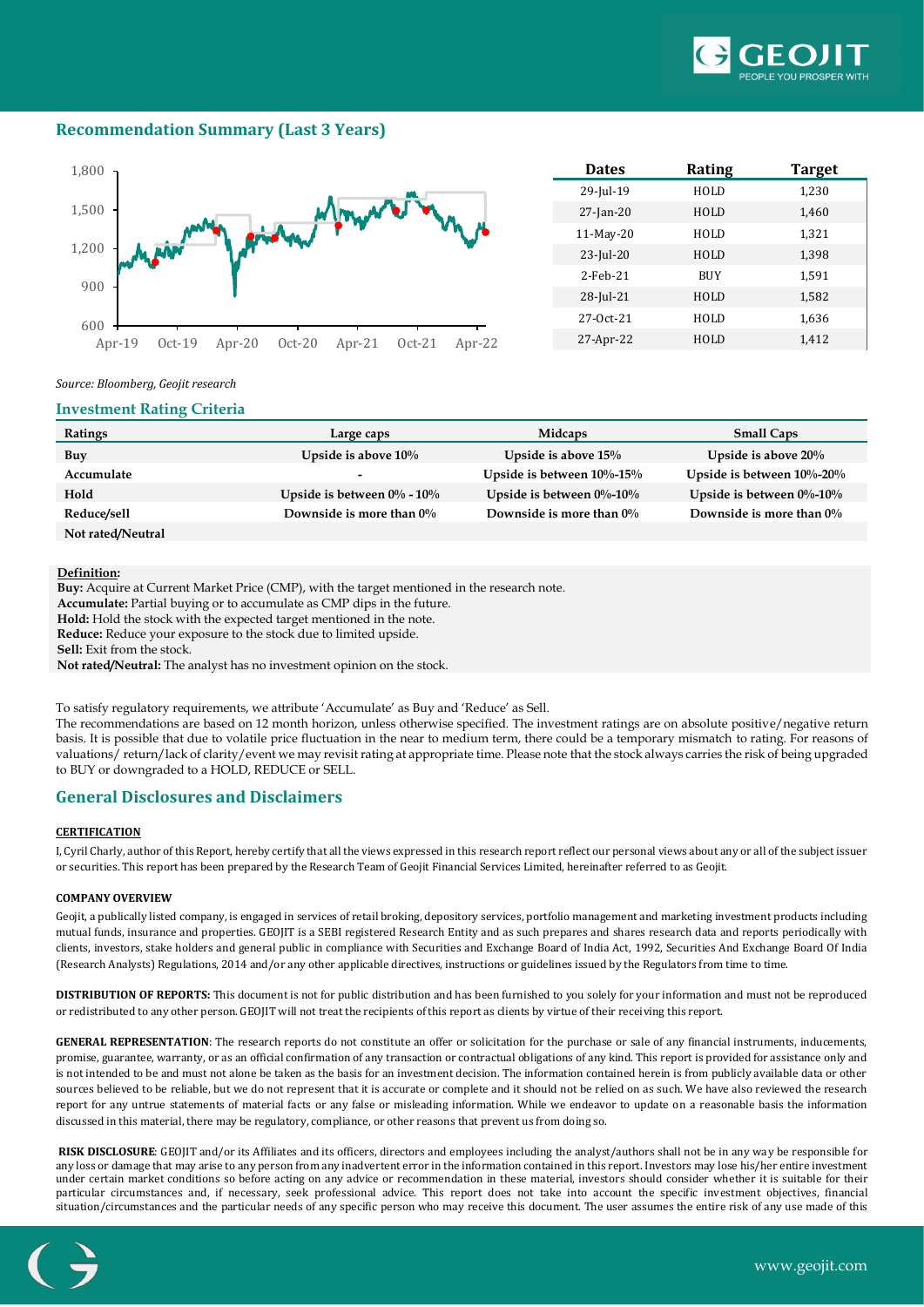## Recommendation Summary (Last 3 Years)

| Dates | Rating | Target |
|---|---|---|
| 29-Jul-19 | HOLD | 1,230 |
| 27-Jan-20 | HOLD | 1,460 |
| 11-May-20 | HOLD | 1,321 |
| 23-Jul-20 | HOLD | 1,398 |
| 2-Feb-21 | BUY | 1,591 |
| 28-Jul-21 | HOLD | 1,582 |
| 27-Oct-21 | HOLD | 1,636 |
| 27-Apr-22 | HOLD | 1,412 |

*Source: Bloomberg, Geojit research*

## Investment Rating Criteria

| Ratings | Large caps | Midcaps | Small Caps |
|---|---|---|---|
| **Buy** | **Upside is above 10%** | **Upside is above 15%** | **Upside is above 20%** |
| **Accumulate** | **-** | **Upside is between 10%-15%** | **Upside is between 10%-20%** |
| **Hold** | **Upside is between 0% - 10%** | **Upside is between 0%-10%** | **Upside is between 0%-10%** |
| **Reduce/sell** | **Downside is more than 0%** | **Downside is more than 0%** | **Downside is more than 0%** |
| **Not rated/Neutral** | | | |

**Definition:**

**Buy:** Acquire at Current Market Price (CMP), with the target mentioned in the research note.
**Accumulate:** Partial buying or to accumulate as CMP dips in the future.
**Hold:** Hold the stock with the expected target mentioned in the note.
**Reduce:** Reduce your exposure to the stock due to limited upside.
**Sell:** Exit from the stock.
**Not rated/Neutral:** The analyst has no investment opinion on the stock.

To satisfy regulatory requirements, we attribute 'Accumulate' as Buy and 'Reduce' as Sell.
The recommendations are based on 12 month horizon, unless otherwise specified. The investment ratings are on absolute positive/negative return basis. It is possible that due to volatile price fluctuation in the near to medium term, there could be a temporary mismatch to rating. For reasons of valuations/ return/lack of clarity/event we may revisit rating at appropriate time. Please note that the stock always carries the risk of being upgraded to BUY or downgraded to a HOLD, REDUCE or SELL.

## General Disclosures and Disclaimers

**CERTIFICATION**

I, Cyril Charly, author of this Report, hereby certify that all the views expressed in this research report reflect our personal views about any or all of the subject issuer or securities. This report has been prepared by the Research Team of Geojit Financial Services Limited, hereinafter referred to as Geojit.

**COMPANY OVERVIEW**

Geojit, a publically listed company, is engaged in services of retail broking, depository services, portfolio management and marketing investment products including mutual funds, insurance and properties. GEOJIT is a SEBI registered Research Entity and as such prepares and shares research data and reports periodically with clients, investors, stake holders and general public in compliance with Securities and Exchange Board of India Act, 1992, Securities And Exchange Board Of India (Research Analysts) Regulations, 2014 and/or any other applicable directives, instructions or guidelines issued by the Regulators from time to time.

**DISTRIBUTION OF REPORTS:** This document is not for public distribution and has been furnished to you solely for your information and must not be reproduced or redistributed to any other person. GEOJIT will not treat the recipients of this report as clients by virtue of their receiving this report.

**GENERAL REPRESENTATION**: The research reports do not constitute an offer or solicitation for the purchase or sale of any financial instruments, inducements, promise, guarantee, warranty, or as an official confirmation of any transaction or contractual obligations of any kind. This report is provided for assistance only and is not intended to be and must not alone be taken as the basis for an investment decision. The information contained herein is from publicly available data or other sources believed to be reliable, but we do not represent that it is accurate or complete and it should not be relied on as such. We have also reviewed the research report for any untrue statements of material facts or any false or misleading information. While we endeavor to update on a reasonable basis the information discussed in this material, there may be regulatory, compliance, or other reasons that prevent us from doing so.

**RISK DISCLOSURE**: GEOJIT and/or its Affiliates and its officers, directors and employees including the analyst/authors shall not be in any way be responsible for any loss or damage that may arise to any person from any inadvertent error in the information contained in this report. Investors may lose his/her entire investment under certain market conditions so before acting on any advice or recommendation in these material, investors should consider whether it is suitable for their particular circumstances and, if necessary, seek professional advice. This report does not take into account the specific investment objectives, financial situation/circumstances and the particular needs of any specific person who may receive this document. The user assumes the entire risk of any use made of this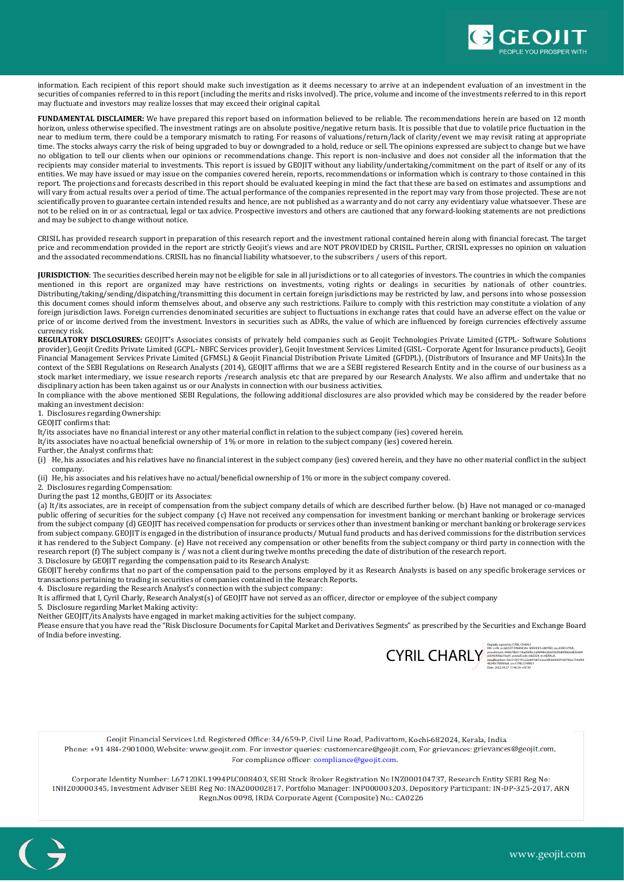information. Each recipient of this report should make such investigation as it deems necessary to arrive at an independent evaluation of an investment in the securities of companies referred to in this report (including the merits and risks involved). The price, volume and income of the investments referred to in this report may fluctuate and investors may realize losses that may exceed their original capital.

**FUNDAMENTAL DISCLAIMER:** We have prepared this report based on information believed to be reliable. The recommendations herein are based on 12 month horizon, unless otherwise specified. The investment ratings are on absolute positive/negative return basis. It is possible that due to volatile price fluctuation in the near to medium term, there could be a temporary mismatch to rating. For reasons of valuations/return/lack of clarity/event we may revisit rating at appropriate time. The stocks always carry the risk of being upgraded to buy or downgraded to a hold, reduce or sell. The opinions expressed are subject to change but we have no obligation to tell our clients when our opinions or recommendations change. This report is non-inclusive and does not consider all the information that the recipients may consider material to investments. This report is issued by GEOJIT without any liability/undertaking/commitment on the part of itself or any of its entities. We may have issued or may issue on the companies covered herein, reports, recommendations or information which is contrary to those contained in this report. The projections and forecasts described in this report should be evaluated keeping in mind the fact that these are based on estimates and assumptions and will vary from actual results over a period of time. The actual performance of the companies represented in the report may vary from those projected. These are not scientifically proven to guarantee certain intended results and hence, are not published as a warranty and do not carry any evidentiary value whatsoever. These are not to be relied on in or as contractual, legal or tax advice. Prospective investors and others are cautioned that any forward-looking statements are not predictions and may be subject to change without notice.

CRISIL has provided research support in preparation of this research report and the investment rational contained herein along with financial forecast. The target price and recommendation provided in the report are strictly Geojit's views and are NOT PROVIDED by CRISIL. Further, CRISIL expresses no opinion on valuation and the associated recommendations. CRISIL has no financial liability whatsoever, to the subscribers / users of this report.

**JURISDICTION**: The securities described herein may not be eligible for sale in all jurisdictions or to all categories of investors. The countries in which the companies mentioned in this report are organized may have restrictions on investments, voting rights or dealings in securities by nationals of other countries. Distributing/taking/sending/dispatching/transmitting this document in certain foreign jurisdictions may be restricted by law, and persons into whose possession this document comes should inform themselves about, and observe any such restrictions. Failure to comply with this restriction may constitute a violation of any foreign jurisdiction laws. Foreign currencies denominated securities are subject to fluctuations in exchange rates that could have an adverse effect on the value or price of or income derived from the investment. Investors in securities such as ADRs, the value of which are influenced by foreign currencies effectively assume currency risk.

**REGULATORY DISCLOSURES:** GEOJIT's Associates consists of privately held companies such as Geojit Technologies Private Limited (GTPL- Software Solutions provider), Geojit Credits Private Limited (GCPL- NBFC Services provider), Geojit Investment Services Limited (GISL- Corporate Agent for Insurance products), Geojit Financial Management Services Private Limited (GFMSL) & Geojit Financial Distribution Private Limited (GFDPL), (Distributors of Insurance and MF Units).In the context of the SEBI Regulations on Research Analysts (2014), GEOJIT affirms that we are a SEBI registered Research Entity and in the course of our business as a stock market intermediary, we issue research reports /research analysis etc that are prepared by our Research Analysts. We also affirm and undertake that no disciplinary action has been taken against us or our Analysts in connection with our business activities.

In compliance with the above mentioned SEBI Regulations, the following additional disclosures are also provided which may be considered by the reader before making an investment decision:

1. Disclosures regarding Ownership:

GEOJIT confirms that:

It/its associates have no financial interest or any other material conflict in relation to the subject company (ies) covered herein.

It/its associates have no actual beneficial ownership of 1% or more in relation to the subject company (ies) covered herein.

Further, the Analyst confirms that:

(i) He, his associates and his relatives have no financial interest in the subject company (ies) covered herein, and they have no other material conflict in the subject company.

(ii) He, his associates and his relatives have no actual/beneficial ownership of 1% or more in the subject company covered.

2. Disclosures regarding Compensation:

During the past 12 months, GEOJIT or its Associates:

(a) It/its associates, are in receipt of compensation from the subject company details of which are described further below. (b) Have not managed or co-managed public offering of securities for the subject company (c) Have not received any compensation for investment banking or merchant banking or brokerage services from the subject company (d) GEOJIT has received compensation for products or services other than investment banking or merchant banking or brokerage services from subject company. GEOJIT is engaged in the distribution of insurance products/ Mutual fund products and has derived commissions for the distribution services it has rendered to the Subject Company. (e) Have not received any compensation or other benefits from the subject company or third party in connection with the research report (f) The subject company is / was not a client during twelve months preceding the date of distribution of the research report.

3. Disclosure by GEOJIT regarding the compensation paid to its Research Analyst:

GEOJIT hereby confirms that no part of the compensation paid to the persons employed by it as Research Analysts is based on any specific brokerage services or transactions pertaining to trading in securities of companies contained in the Research Reports.

4. Disclosure regarding the Research Analyst's connection with the subject company:

It is affirmed that I, Cyril Charly, Research Analyst(s) of GEOJIT have not served as an officer, director or employee of the subject company

5. Disclosure regarding Market Making activity:

Neither GEOJIT/its Analysts have engaged in market making activities for the subject company.

Please ensure that you have read the "Risk Disclosure Documents for Capital Market and Derivatives Segments" as prescribed by the Securities and Exchange Board of India before investing.

CYRIL CHARLY

Geojit Financial Services Ltd. Registered Office: 34/659-P, Civil Line Road, Padivattom, Kochi-682024, Kerala, India.
Phone: +91 484-2901000, Website: www.geojit.com. For investor queries: customercare@geojit.com, For grievances: grievances@geojit.com,
For compliance officer: compliance@geojit.com.

Corporate Identity Number: L67120KL1994PLC008403, SEBI Stock Broker Registration No INZ000104737, Research Entity SEBI Reg No: INH200000345, Investment Adviser SEBI Reg No: INA200002817, Portfolio Manager: INP000003203, Depository Participant: IN-DP-325-2017, ARN Regn.Nos:0098, IRDA Corporate Agent (Composite) No.: CA0226